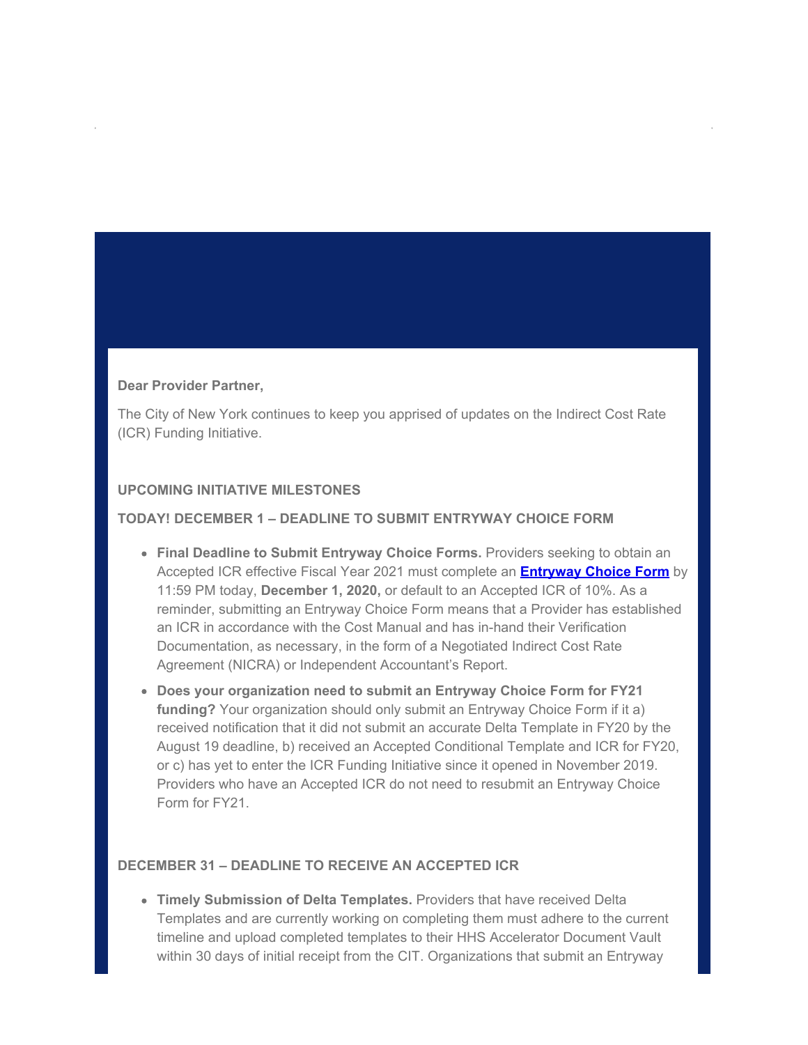**Dear Provider Partner,**

The City of New York continues to keep you apprised of updates on the Indirect Cost Rate (ICR) Funding Initiative.

### UPCOMING INITIATIVE MILESTONES

#### TODAY! DECEMBER 1 – DEADLINE TO SUBMIT ENTRYWAY CHOICE FORM

- **Final Deadline to Submit Entryway Choice Forms.** Providers seeking to obtain an Accepted ICR effective Fiscal Year 2021 must complete an **Entryway Choice Form** by 11:59 PM today, **December 1, 2020,** or default to an Accepted ICR of 10%. As a reminder, submitting an Entryway Choice Form means that a Provider has established an ICR in accordance with the Cost Manual and has in-hand their Verification Documentation, as necessary, in the form of a Negotiated Indirect Cost Rate Agreement (NICRA) or Independent Accountant's Report.
- **Does your organization need to submit an Entryway Choice Form for FY21 funding?** Your organization should only submit an Entryway Choice Form if it a) received notification that it did not submit an accurate Delta Template in FY20 by the August 19 deadline, b) received an Accepted Conditional Template and ICR for FY20, or c) has yet to enter the ICR Funding Initiative since it opened in November 2019. Providers who have an Accepted ICR do not need to resubmit an Entryway Choice Form for FY21.

#### DECEMBER 31 – DEADLINE TO RECEIVE AN ACCEPTED ICR

- **Timely Submission of Delta Templates.** Providers that have received Delta Templates and are currently working on completing them must adhere to the current timeline and upload completed templates to their HHS Accelerator Document Vault within 30 days of initial receipt from the CIT. Organizations that submit an Entryway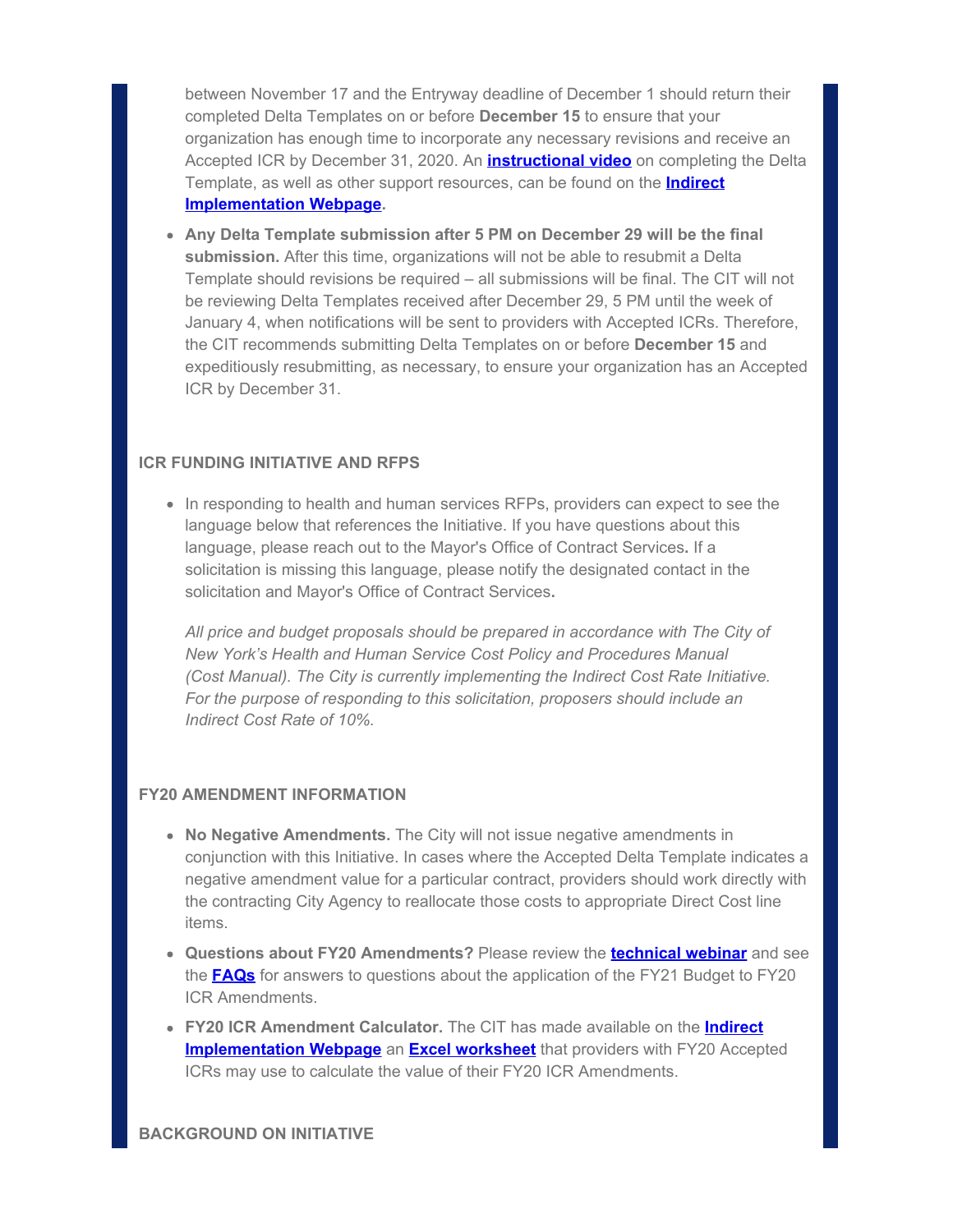between November 17 and the Entryway deadline of December 1 should return their completed Delta Templates on or before **December 15** to ensure that your organization has enough time to incorporate any necessary revisions and receive an Accepted ICR by December 31, 2020. An **instructional video** on completing the Delta Template, as well as other support resources, can be found on the **Indirect Implementation Webpage**.

- **Any Delta Template submission after 5 PM on December 29 will be the final submission.** After this time, organizations will not be able to resubmit a Delta Template should revisions be required – all submissions will be final. The CIT will not be reviewing Delta Templates received after December 29, 5 PM until the week of January 4, when notifications will be sent to providers with Accepted ICRs. Therefore, the CIT recommends submitting Delta Templates on or before **December 15** and expeditiously resubmitting, as necessary, to ensure your organization has an Accepted ICR by December 31.

### ICR FUNDING INITIATIVE AND RFPS

- In responding to health and human services RFPs, providers can expect to see the language below that references the Initiative. If you have questions about this language, please reach out to the Mayor's Office of Contract Services. If a solicitation is missing this language, please notify the designated contact in the solicitation and Mayor's Office of Contract Services.

  *All price and budget proposals should be prepared in accordance with The City of New York's Health and Human Service Cost Policy and Procedures Manual (Cost Manual). The City is currently implementing the Indirect Cost Rate Initiative. For the purpose of responding to this solicitation, proposers should include an Indirect Cost Rate of 10%.*

### FY20 AMENDMENT INFORMATION

- **No Negative Amendments.** The City will not issue negative amendments in conjunction with this Initiative. In cases where the Accepted Delta Template indicates a negative amendment value for a particular contract, providers should work directly with the contracting City Agency to reallocate those costs to appropriate Direct Cost line items.
- **Questions about FY20 Amendments?** Please review the **technical webinar** and see the **FAQs** for answers to questions about the application of the FY21 Budget to FY20 ICR Amendments.
- **FY20 ICR Amendment Calculator.** The CIT has made available on the **Indirect Implementation Webpage** an **Excel worksheet** that providers with FY20 Accepted ICRs may use to calculate the value of their FY20 ICR Amendments.

### BACKGROUND ON INITIATIVE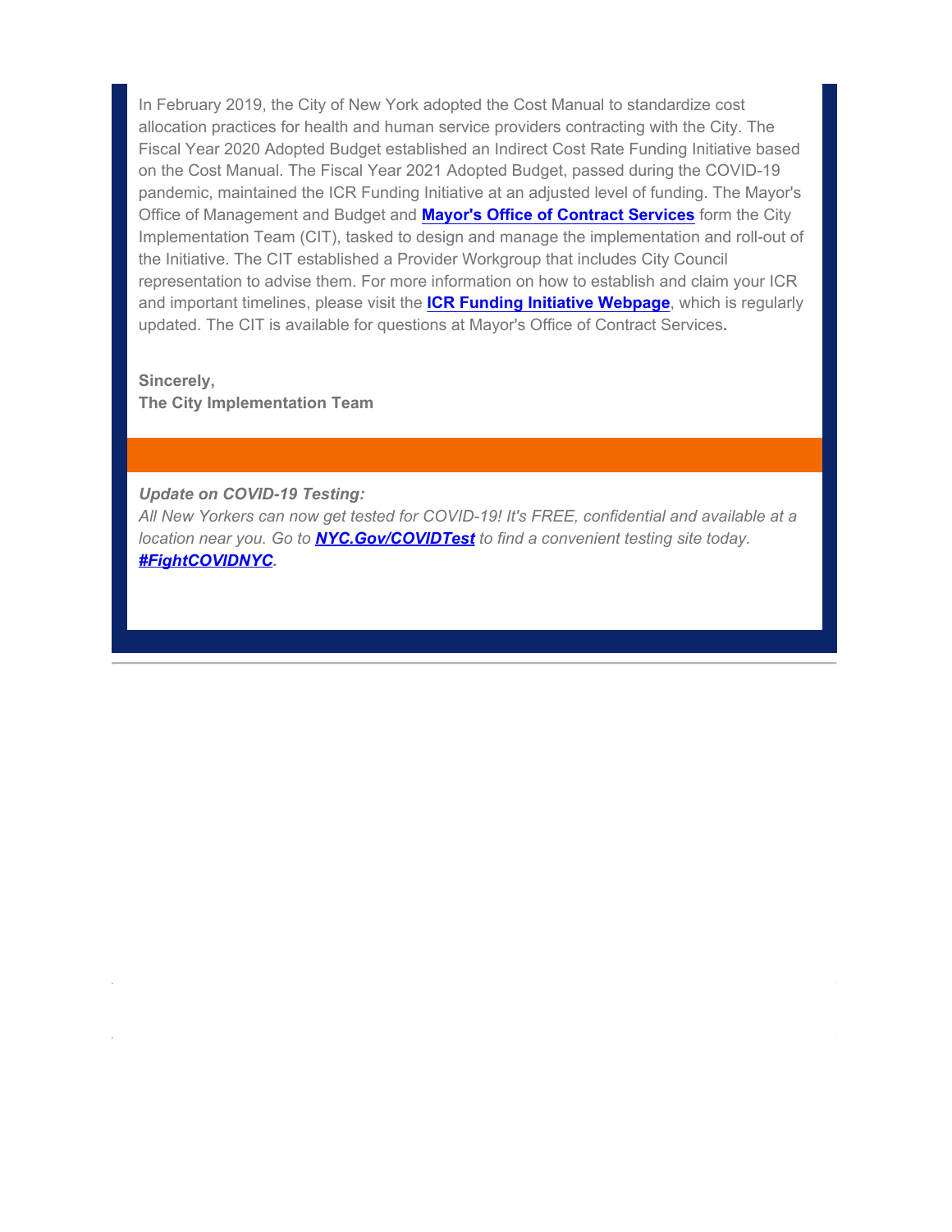In February 2019, the City of New York adopted the Cost Manual to standardize cost allocation practices for health and human service providers contracting with the City. The Fiscal Year 2020 Adopted Budget established an Indirect Cost Rate Funding Initiative based on the Cost Manual. The Fiscal Year 2021 Adopted Budget, passed during the COVID-19 pandemic, maintained the ICR Funding Initiative at an adjusted level of funding. The Mayor's Office of Management and Budget and **Mayor's Office of Contract Services** form the City Implementation Team (CIT), tasked to design and manage the implementation and roll-out of the Initiative. The CIT established a Provider Workgroup that includes City Council representation to advise them. For more information on how to establish and claim your ICR and important timelines, please visit the **ICR Funding Initiative Webpage**, which is regularly updated. The CIT is available for questions at Mayor's Office of Contract Services**.**

**Sincerely,**
**The City Implementation Team**

***Update on COVID-19 Testing:***
*All New Yorkers can now get tested for COVID-19! It's FREE, confidential and available at a location near you. Go to **NYC.Gov/COVIDTest** to find a convenient testing site today. **#FightCOVIDNYC**.*